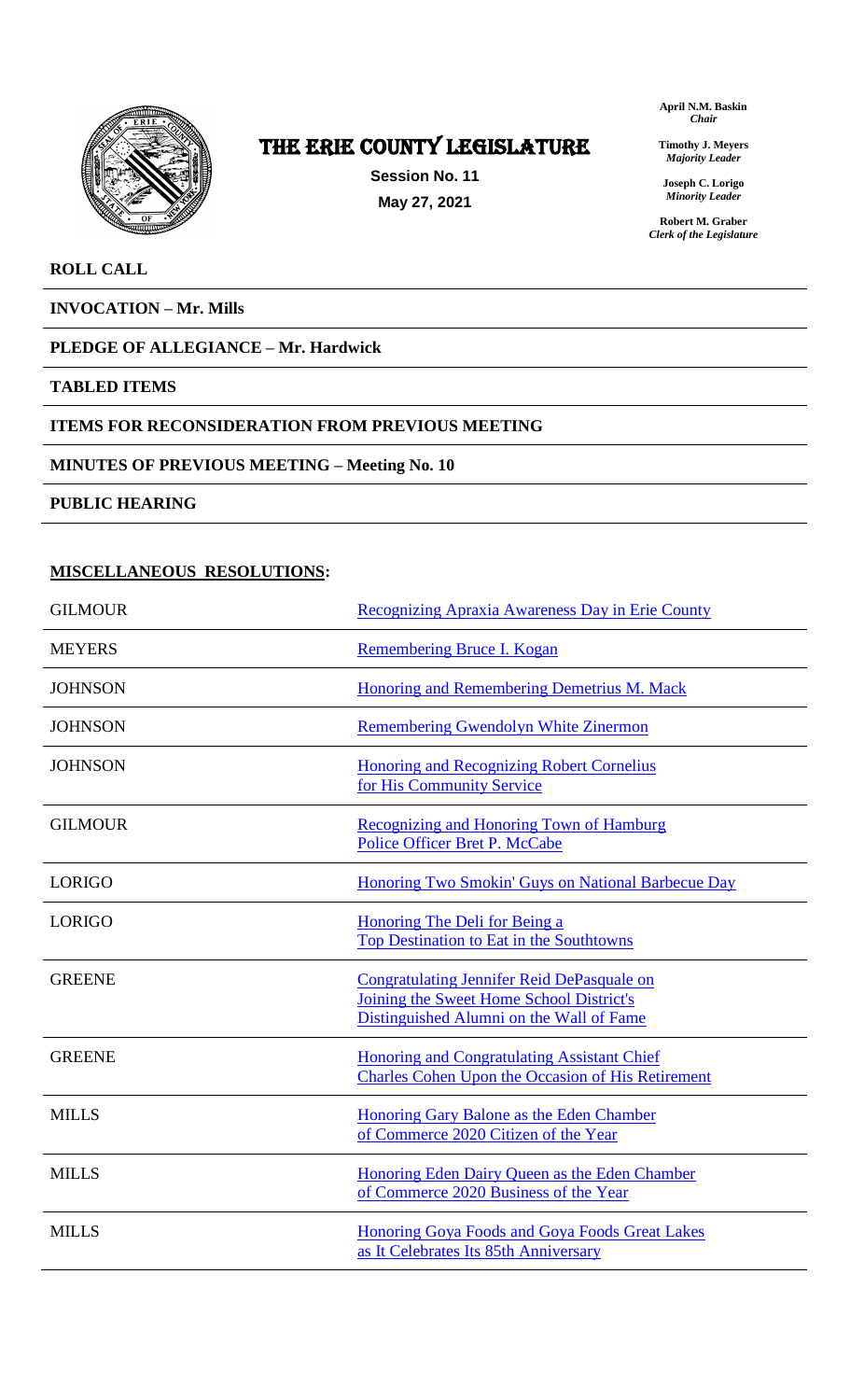# THE ERIE COUNTY LEGISLATURE

**Session No. 11**
**May 27, 2021**

**April N.M. Baskin**
*Chair*

**Timothy J. Meyers**
*Majority Leader*

**Joseph C. Lorigo**
*Minority Leader*

**Robert M. Graber**
*Clerk of the Legislature*

**ROLL CALL**

**INVOCATION – Mr. Mills**

**PLEDGE OF ALLEGIANCE – Mr. Hardwick**

**TABLED ITEMS**

**ITEMS FOR RECONSIDERATION FROM PREVIOUS MEETING**

**MINUTES OF PREVIOUS MEETING – Meeting No. 10**

**PUBLIC HEARING**

**MISCELLANEOUS RESOLUTIONS:**

| | |
|---|---|
| GILMOUR | Recognizing Apraxia Awareness Day in Erie County |
| MEYERS | Remembering Bruce I. Kogan |
| JOHNSON | Honoring and Remembering Demetrius M. Mack |
| JOHNSON | Remembering Gwendolyn White Zinermon |
| JOHNSON | Honoring and Recognizing Robert Cornelius for His Community Service |
| GILMOUR | Recognizing and Honoring Town of Hamburg Police Officer Bret P. McCabe |
| LORIGO | Honoring Two Smokin' Guys on National Barbecue Day |
| LORIGO | Honoring The Deli for Being a Top Destination to Eat in the Southtowns |
| GREENE | Congratulating Jennifer Reid DePasquale on Joining the Sweet Home School District's Distinguished Alumni on the Wall of Fame |
| GREENE | Honoring and Congratulating Assistant Chief Charles Cohen Upon the Occasion of His Retirement |
| MILLS | Honoring Gary Balone as the Eden Chamber of Commerce 2020 Citizen of the Year |
| MILLS | Honoring Eden Dairy Queen as the Eden Chamber of Commerce 2020 Business of the Year |
| MILLS | Honoring Goya Foods and Goya Foods Great Lakes as It Celebrates Its 85th Anniversary |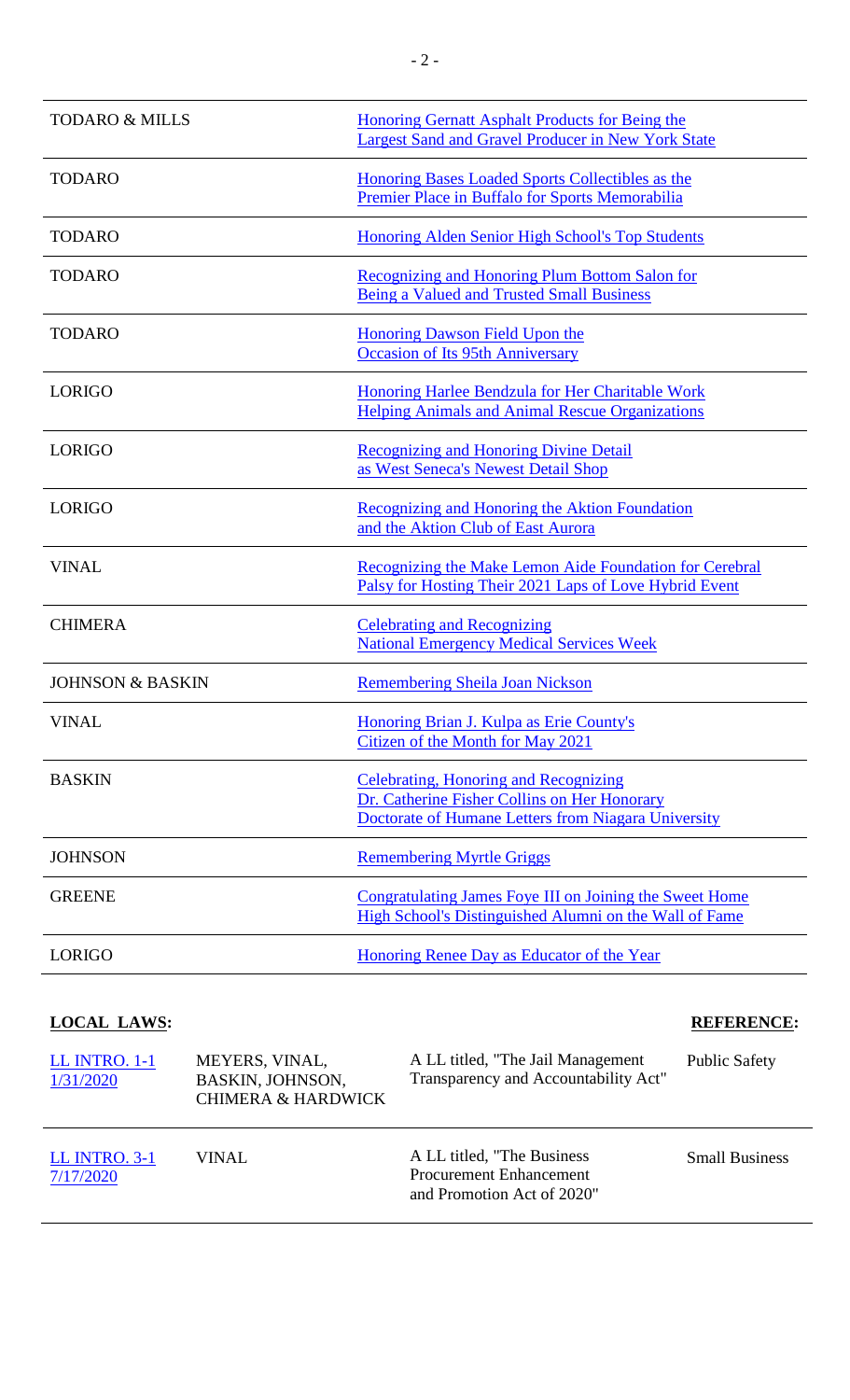| | |
|---|---|
| TODARO & MILLS | Honoring Gernatt Asphalt Products for Being the Largest Sand and Gravel Producer in New York State |
| TODARO | Honoring Bases Loaded Sports Collectibles as the Premier Place in Buffalo for Sports Memorabilia |
| TODARO | Honoring Alden Senior High School's Top Students |
| TODARO | Recognizing and Honoring Plum Bottom Salon for Being a Valued and Trusted Small Business |
| TODARO | Honoring Dawson Field Upon the Occasion of Its 95th Anniversary |
| LORIGO | Honoring Harlee Bendzula for Her Charitable Work Helping Animals and Animal Rescue Organizations |
| LORIGO | Recognizing and Honoring Divine Detail as West Seneca's Newest Detail Shop |
| LORIGO | Recognizing and Honoring the Aktion Foundation and the Aktion Club of East Aurora |
| VINAL | Recognizing the Make Lemon Aide Foundation for Cerebral Palsy for Hosting Their 2021 Laps of Love Hybrid Event |
| CHIMERA | Celebrating and Recognizing National Emergency Medical Services Week |
| JOHNSON & BASKIN | Remembering Sheila Joan Nickson |
| VINAL | Honoring Brian J. Kulpa as Erie County's Citizen of the Month for May 2021 |
| BASKIN | Celebrating, Honoring and Recognizing Dr. Catherine Fisher Collins on Her Honorary Doctorate of Humane Letters from Niagara University |
| JOHNSON | Remembering Myrtle Griggs |
| GREENE | Congratulating James Foye III on Joining the Sweet Home High School's Distinguished Alumni on the Wall of Fame |
| LORIGO | Honoring Renee Day as Educator of the Year |

**LOCAL LAWS:** **REFERENCE:**

| | | | |
|---|---|---|---|
| LL INTRO. 1-1 1/31/2020 | MEYERS, VINAL, BASKIN, JOHNSON, CHIMERA & HARDWICK | A LL titled, "The Jail Management Transparency and Accountability Act" | Public Safety |
| LL INTRO. 3-1 7/17/2020 | VINAL | A LL titled, "The Business Procurement Enhancement and Promotion Act of 2020" | Small Business |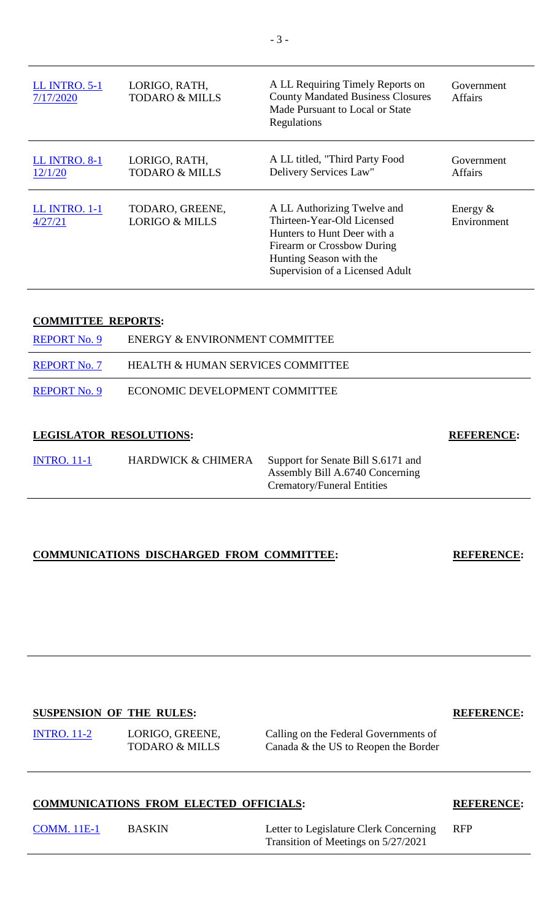| | | | |
|---|---|---|---|
| LL INTRO. 5-1 7/17/2020 | LORIGO, RATH, TODARO & MILLS | A LL Requiring Timely Reports on County Mandated Business Closures Made Pursuant to Local or State Regulations | Government Affairs |
| LL INTRO. 8-1 12/1/20 | LORIGO, RATH, TODARO & MILLS | A LL titled, "Third Party Food Delivery Services Law" | Government Affairs |
| LL INTRO. 1-1 4/27/21 | TODARO, GREENE, LORIGO & MILLS | A LL Authorizing Twelve and Thirteen-Year-Old Licensed Hunters to Hunt Deer with a Firearm or Crossbow During Hunting Season with the Supervision of a Licensed Adult | Energy & Environment |

**COMMITTEE REPORTS:**

| | |
|---|---|
| REPORT No. 9 | ENERGY & ENVIRONMENT COMMITTEE |
| REPORT No. 7 | HEALTH & HUMAN SERVICES COMMITTEE |
| REPORT No. 9 | ECONOMIC DEVELOPMENT COMMITTEE |

**LEGISLATOR RESOLUTIONS:** **REFERENCE:**

| | | | |
|---|---|---|---|
| INTRO. 11-1 | HARDWICK & CHIMERA | Support for Senate Bill S.6171 and Assembly Bill A.6740 Concerning Crematory/Funeral Entities | |

**COMMUNICATIONS DISCHARGED FROM COMMITTEE:** **REFERENCE:**

**SUSPENSION OF THE RULES:** **REFERENCE:**

| | | | |
|---|---|---|---|
| INTRO. 11-2 | LORIGO, GREENE, TODARO & MILLS | Calling on the Federal Governments of Canada & the US to Reopen the Border | |

**COMMUNICATIONS FROM ELECTED OFFICIALS:** **REFERENCE:**

| | | | |
|---|---|---|---|
| COMM. 11E-1 | BASKIN | Letter to Legislature Clerk Concerning Transition of Meetings on 5/27/2021 | RFP |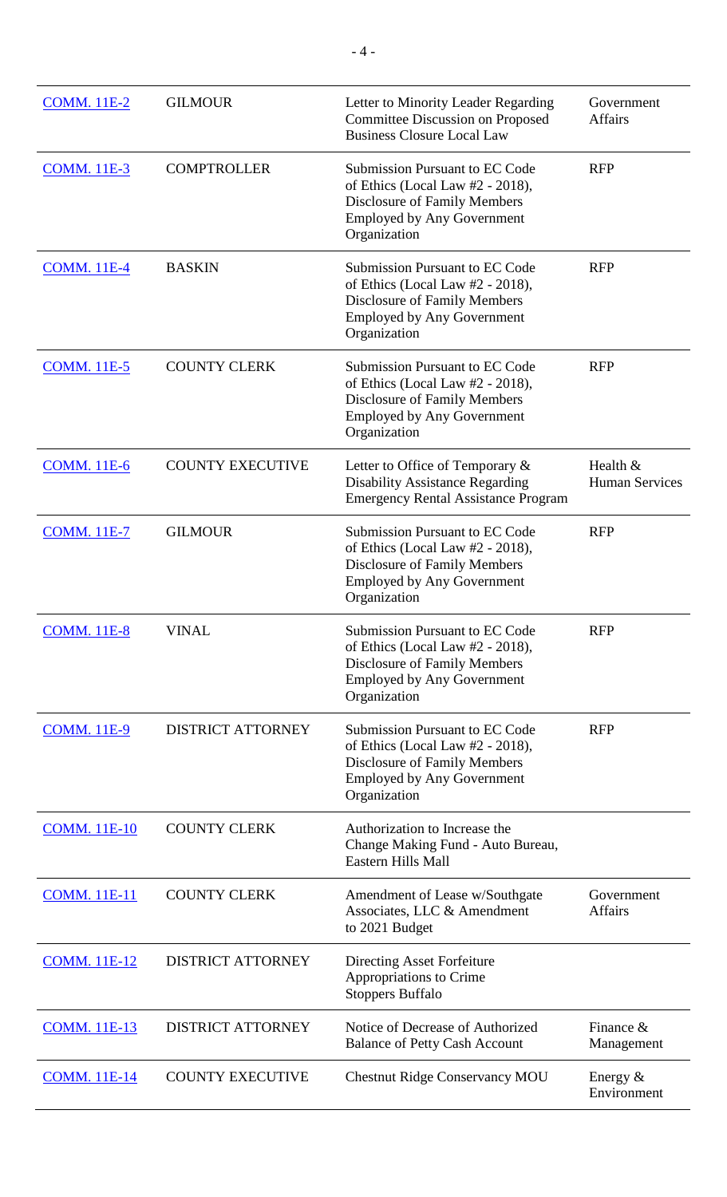| | | | |
|---|---|---|---|
| COMM. 11E-2 | GILMOUR | Letter to Minority Leader Regarding Committee Discussion on Proposed Business Closure Local Law | Government Affairs |
| COMM. 11E-3 | COMPTROLLER | Submission Pursuant to EC Code of Ethics (Local Law #2 - 2018), Disclosure of Family Members Employed by Any Government Organization | RFP |
| COMM. 11E-4 | BASKIN | Submission Pursuant to EC Code of Ethics (Local Law #2 - 2018), Disclosure of Family Members Employed by Any Government Organization | RFP |
| COMM. 11E-5 | COUNTY CLERK | Submission Pursuant to EC Code of Ethics (Local Law #2 - 2018), Disclosure of Family Members Employed by Any Government Organization | RFP |
| COMM. 11E-6 | COUNTY EXECUTIVE | Letter to Office of Temporary & Disability Assistance Regarding Emergency Rental Assistance Program | Health & Human Services |
| COMM. 11E-7 | GILMOUR | Submission Pursuant to EC Code of Ethics (Local Law #2 - 2018), Disclosure of Family Members Employed by Any Government Organization | RFP |
| COMM. 11E-8 | VINAL | Submission Pursuant to EC Code of Ethics (Local Law #2 - 2018), Disclosure of Family Members Employed by Any Government Organization | RFP |
| COMM. 11E-9 | DISTRICT ATTORNEY | Submission Pursuant to EC Code of Ethics (Local Law #2 - 2018), Disclosure of Family Members Employed by Any Government Organization | RFP |
| COMM. 11E-10 | COUNTY CLERK | Authorization to Increase the Change Making Fund - Auto Bureau, Eastern Hills Mall | |
| COMM. 11E-11 | COUNTY CLERK | Amendment of Lease w/Southgate Associates, LLC & Amendment to 2021 Budget | Government Affairs |
| COMM. 11E-12 | DISTRICT ATTORNEY | Directing Asset Forfeiture Appropriations to Crime Stoppers Buffalo | |
| COMM. 11E-13 | DISTRICT ATTORNEY | Notice of Decrease of Authorized Balance of Petty Cash Account | Finance & Management |
| COMM. 11E-14 | COUNTY EXECUTIVE | Chestnut Ridge Conservancy MOU | Energy & Environment |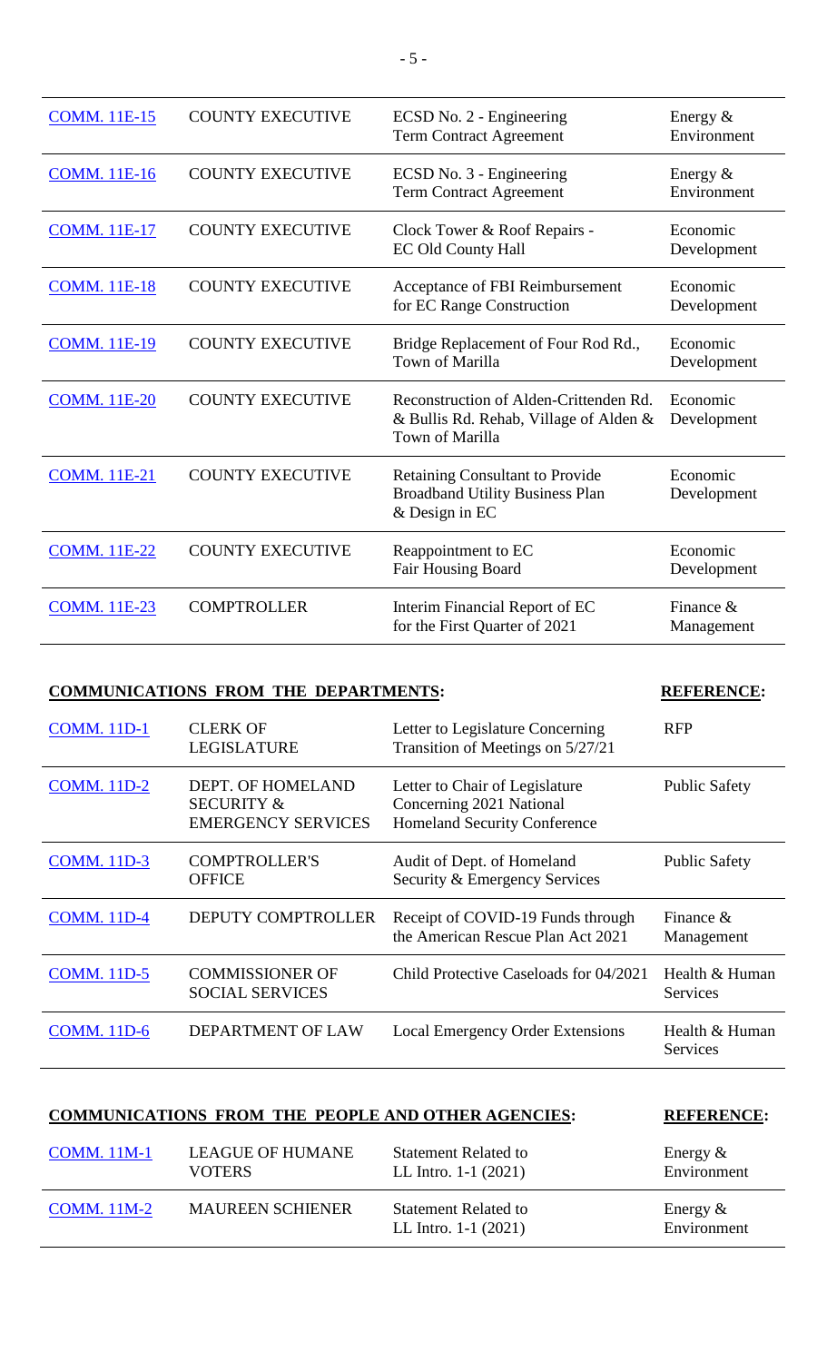| | | | |
|---|---|---|---|
| COMM. 11E-15 | COUNTY EXECUTIVE | ECSD No. 2 - Engineering Term Contract Agreement | Energy & Environment |
| COMM. 11E-16 | COUNTY EXECUTIVE | ECSD No. 3 - Engineering Term Contract Agreement | Energy & Environment |
| COMM. 11E-17 | COUNTY EXECUTIVE | Clock Tower & Roof Repairs - EC Old County Hall | Economic Development |
| COMM. 11E-18 | COUNTY EXECUTIVE | Acceptance of FBI Reimbursement for EC Range Construction | Economic Development |
| COMM. 11E-19 | COUNTY EXECUTIVE | Bridge Replacement of Four Rod Rd., Town of Marilla | Economic Development |
| COMM. 11E-20 | COUNTY EXECUTIVE | Reconstruction of Alden-Crittenden Rd. & Bullis Rd. Rehab, Village of Alden & Town of Marilla | Economic Development |
| COMM. 11E-21 | COUNTY EXECUTIVE | Retaining Consultant to Provide Broadband Utility Business Plan & Design in EC | Economic Development |
| COMM. 11E-22 | COUNTY EXECUTIVE | Reappointment to EC Fair Housing Board | Economic Development |
| COMM. 11E-23 | COMPTROLLER | Interim Financial Report of EC for the First Quarter of 2021 | Finance & Management |

**COMMUNICATIONS FROM THE DEPARTMENTS:**

| | | | **REFERENCE:** |
|---|---|---|---|
| COMM. 11D-1 | CLERK OF LEGISLATURE | Letter to Legislature Concerning Transition of Meetings on 5/27/21 | RFP |
| COMM. 11D-2 | DEPT. OF HOMELAND SECURITY & EMERGENCY SERVICES | Letter to Chair of Legislature Concerning 2021 National Homeland Security Conference | Public Safety |
| COMM. 11D-3 | COMPTROLLER'S OFFICE | Audit of Dept. of Homeland Security & Emergency Services | Public Safety |
| COMM. 11D-4 | DEPUTY COMPTROLLER | Receipt of COVID-19 Funds through the American Rescue Plan Act 2021 | Finance & Management |
| COMM. 11D-5 | COMMISSIONER OF SOCIAL SERVICES | Child Protective Caseloads for 04/2021 | Health & Human Services |
| COMM. 11D-6 | DEPARTMENT OF LAW | Local Emergency Order Extensions | Health & Human Services |

**COMMUNICATIONS FROM THE PEOPLE AND OTHER AGENCIES:**

| | | | **REFERENCE:** |
|---|---|---|---|
| COMM. 11M-1 | LEAGUE OF HUMANE VOTERS | Statement Related to LL Intro. 1-1 (2021) | Energy & Environment |
| COMM. 11M-2 | MAUREEN SCHIENER | Statement Related to LL Intro. 1-1 (2021) | Energy & Environment |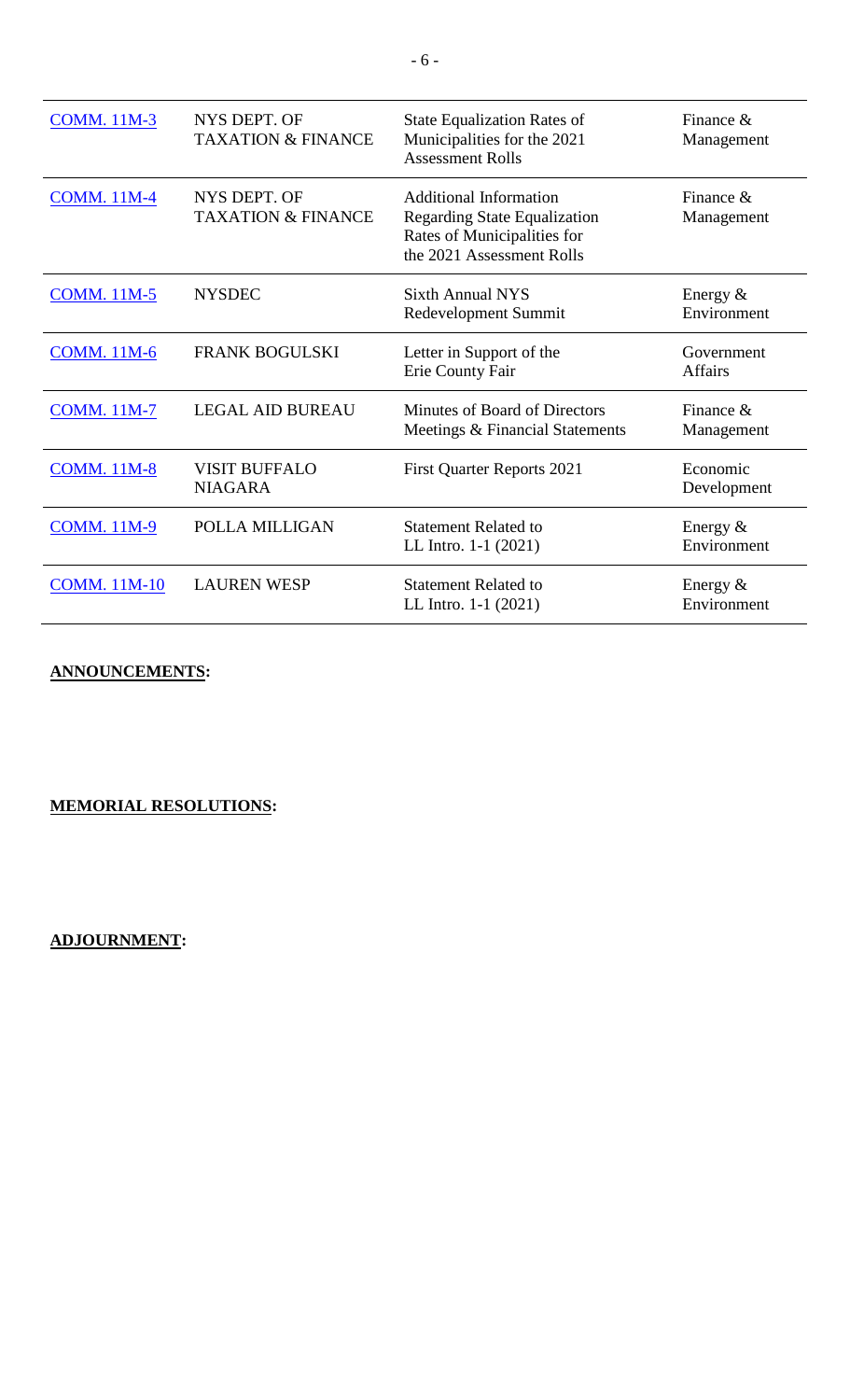| | | | |
|---|---|---|---|
| COMM. 11M-3 | NYS DEPT. OF TAXATION & FINANCE | State Equalization Rates of Municipalities for the 2021 Assessment Rolls | Finance & Management |
| COMM. 11M-4 | NYS DEPT. OF TAXATION & FINANCE | Additional Information Regarding State Equalization Rates of Municipalities for the 2021 Assessment Rolls | Finance & Management |
| COMM. 11M-5 | NYSDEC | Sixth Annual NYS Redevelopment Summit | Energy & Environment |
| COMM. 11M-6 | FRANK BOGULSKI | Letter in Support of the Erie County Fair | Government Affairs |
| COMM. 11M-7 | LEGAL AID BUREAU | Minutes of Board of Directors Meetings & Financial Statements | Finance & Management |
| COMM. 11M-8 | VISIT BUFFALO NIAGARA | First Quarter Reports 2021 | Economic Development |
| COMM. 11M-9 | POLLA MILLIGAN | Statement Related to LL Intro. 1-1 (2021) | Energy & Environment |
| COMM. 11M-10 | LAUREN WESP | Statement Related to LL Intro. 1-1 (2021) | Energy & Environment |

**ANNOUNCEMENTS:**

**MEMORIAL RESOLUTIONS:**

**ADJOURNMENT:**